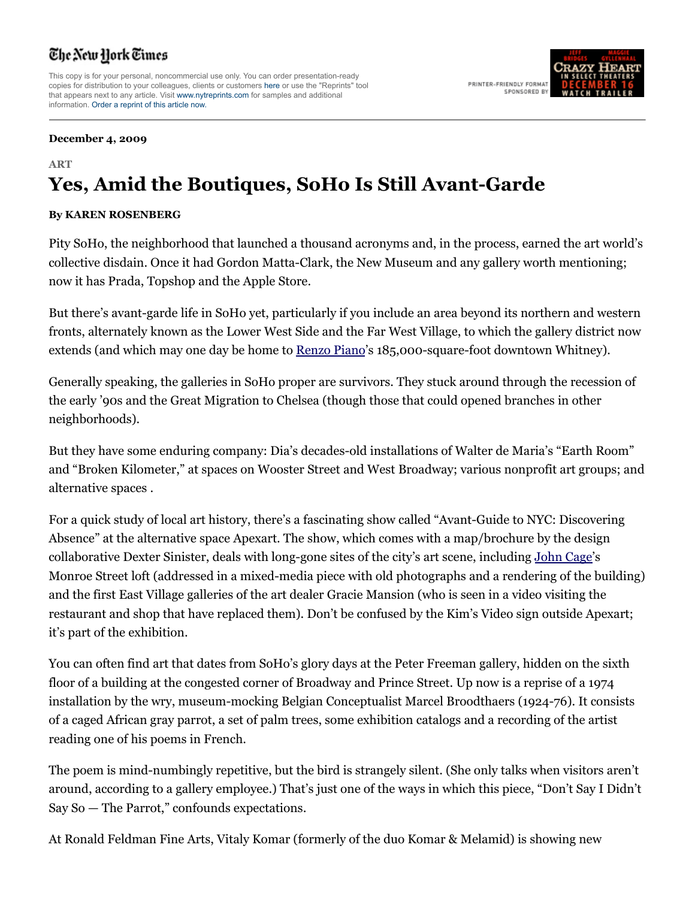The New York Times

This copy is for your personal, noncommercial use only. You can order presentation-ready copies for distribution to your colleagues, clients or customers here or use the "Reprints" tool that appears next to any article. Visit www.nytreprints.com for samples and additional information. Order a reprint of this article now.

PRINTER-FRIENDLY FORMAT SPONSORED BY

JEFF BRIDGES MAGGIE GYLLENHAAL CRAZY HEART IN SELECT THEATERS DECEMBER 16 WATCH TRAILER

**December 4, 2009**

ART

# Yes, Amid the Boutiques, SoHo Is Still Avant-Garde

**By KAREN ROSENBERG**

Pity SoHo, the neighborhood that launched a thousand acronyms and, in the process, earned the art world's collective disdain. Once it had Gordon Matta-Clark, the New Museum and any gallery worth mentioning; now it has Prada, Topshop and the Apple Store.

But there's avant-garde life in SoHo yet, particularly if you include an area beyond its northern and western fronts, alternately known as the Lower West Side and the Far West Village, to which the gallery district now extends (and which may one day be home to Renzo Piano's 185,000-square-foot downtown Whitney).

Generally speaking, the galleries in SoHo proper are survivors. They stuck around through the recession of the early '90s and the Great Migration to Chelsea (though those that could opened branches in other neighborhoods).

But they have some enduring company: Dia's decades-old installations of Walter de Maria's "Earth Room" and "Broken Kilometer," at spaces on Wooster Street and West Broadway; various nonprofit art groups; and alternative spaces .

For a quick study of local art history, there's a fascinating show called "Avant-Guide to NYC: Discovering Absence" at the alternative space Apexart. The show, which comes with a map/brochure by the design collaborative Dexter Sinister, deals with long-gone sites of the city's art scene, including John Cage's Monroe Street loft (addressed in a mixed-media piece with old photographs and a rendering of the building) and the first East Village galleries of the art dealer Gracie Mansion (who is seen in a video visiting the restaurant and shop that have replaced them). Don't be confused by the Kim's Video sign outside Apexart; it's part of the exhibition.

You can often find art that dates from SoHo's glory days at the Peter Freeman gallery, hidden on the sixth floor of a building at the congested corner of Broadway and Prince Street. Up now is a reprise of a 1974 installation by the wry, museum-mocking Belgian Conceptualist Marcel Broodthaers (1924-76). It consists of a caged African gray parrot, a set of palm trees, some exhibition catalogs and a recording of the artist reading one of his poems in French.

The poem is mind-numbingly repetitive, but the bird is strangely silent. (She only talks when visitors aren't around, according to a gallery employee.) That's just one of the ways in which this piece, "Don't Say I Didn't Say So — The Parrot," confounds expectations.

At Ronald Feldman Fine Arts, Vitaly Komar (formerly of the duo Komar & Melamid) is showing new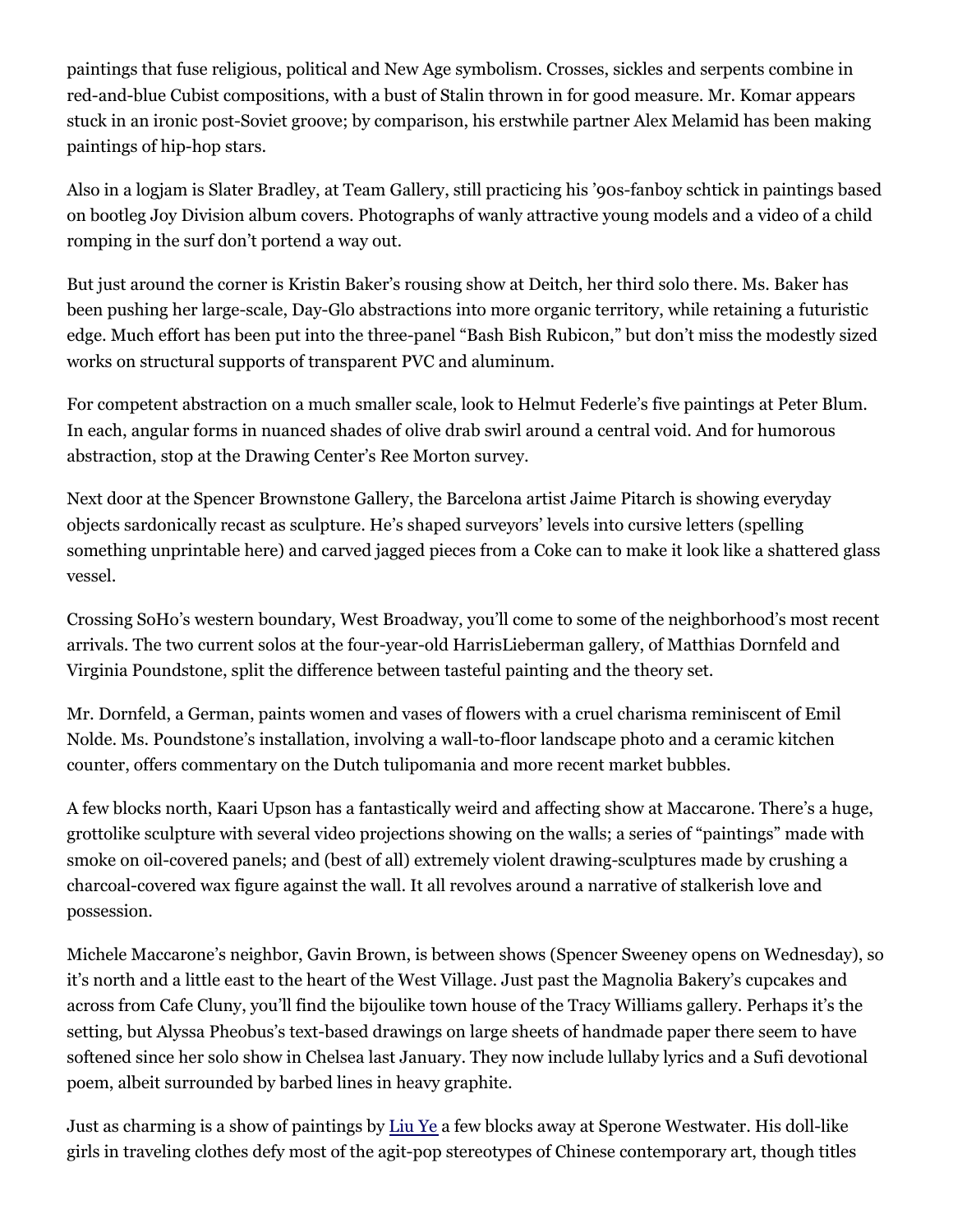paintings that fuse religious, political and New Age symbolism. Crosses, sickles and serpents combine in red-and-blue Cubist compositions, with a bust of Stalin thrown in for good measure. Mr. Komar appears stuck in an ironic post-Soviet groove; by comparison, his erstwhile partner Alex Melamid has been making paintings of hip-hop stars.

Also in a logjam is Slater Bradley, at Team Gallery, still practicing his '90s-fanboy schtick in paintings based on bootleg Joy Division album covers. Photographs of wanly attractive young models and a video of a child romping in the surf don't portend a way out.

But just around the corner is Kristin Baker's rousing show at Deitch, her third solo there. Ms. Baker has been pushing her large-scale, Day-Glo abstractions into more organic territory, while retaining a futuristic edge. Much effort has been put into the three-panel "Bash Bish Rubicon," but don't miss the modestly sized works on structural supports of transparent PVC and aluminum.

For competent abstraction on a much smaller scale, look to Helmut Federle's five paintings at Peter Blum. In each, angular forms in nuanced shades of olive drab swirl around a central void. And for humorous abstraction, stop at the Drawing Center's Ree Morton survey.

Next door at the Spencer Brownstone Gallery, the Barcelona artist Jaime Pitarch is showing everyday objects sardonically recast as sculpture. He's shaped surveyors' levels into cursive letters (spelling something unprintable here) and carved jagged pieces from a Coke can to make it look like a shattered glass vessel.

Crossing SoHo's western boundary, West Broadway, you'll come to some of the neighborhood's most recent arrivals. The two current solos at the four-year-old HarrisLieberman gallery, of Matthias Dornfeld and Virginia Poundstone, split the difference between tasteful painting and the theory set.

Mr. Dornfeld, a German, paints women and vases of flowers with a cruel charisma reminiscent of Emil Nolde. Ms. Poundstone's installation, involving a wall-to-floor landscape photo and a ceramic kitchen counter, offers commentary on the Dutch tulipomania and more recent market bubbles.

A few blocks north, Kaari Upson has a fantastically weird and affecting show at Maccarone. There's a huge, grottolike sculpture with several video projections showing on the walls; a series of "paintings" made with smoke on oil-covered panels; and (best of all) extremely violent drawing-sculptures made by crushing a charcoal-covered wax figure against the wall. It all revolves around a narrative of stalkerish love and possession.

Michele Maccarone's neighbor, Gavin Brown, is between shows (Spencer Sweeney opens on Wednesday), so it's north and a little east to the heart of the West Village. Just past the Magnolia Bakery's cupcakes and across from Cafe Cluny, you'll find the bijoulike town house of the Tracy Williams gallery. Perhaps it's the setting, but Alyssa Pheobus's text-based drawings on large sheets of handmade paper there seem to have softened since her solo show in Chelsea last January. They now include lullaby lyrics and a Sufi devotional poem, albeit surrounded by barbed lines in heavy graphite.

Just as charming is a show of paintings by Liu Ye a few blocks away at Sperone Westwater. His doll-like girls in traveling clothes defy most of the agit-pop stereotypes of Chinese contemporary art, though titles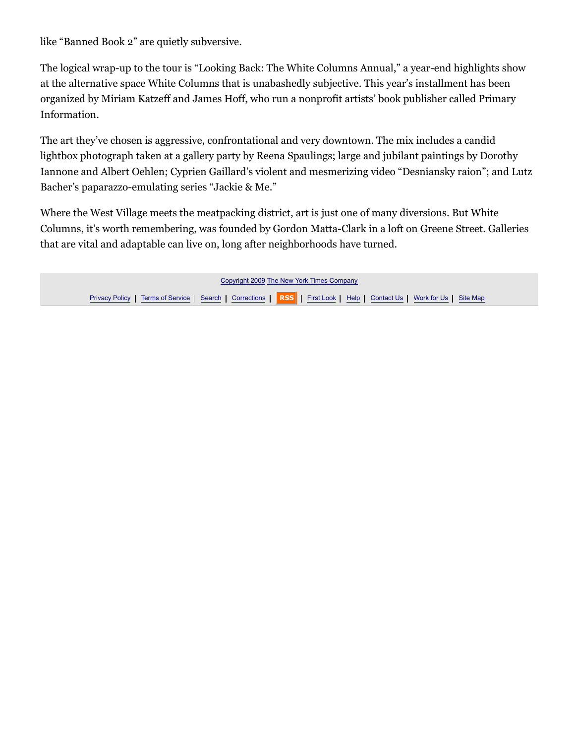like “Banned Book 2” are quietly subversive.

The logical wrap-up to the tour is “Looking Back: The White Columns Annual,” a year-end highlights show at the alternative space White Columns that is unabashedly subjective. This year’s installment has been organized by Miriam Katzeff and James Hoff, who run a nonprofit artists’ book publisher called Primary Information.

The art they’ve chosen is aggressive, confrontational and very downtown. The mix includes a candid lightbox photograph taken at a gallery party by Reena Spaulings; large and jubilant paintings by Dorothy Iannone and Albert Oehlen; Cyprien Gaillard’s violent and mesmerizing video “Desniansky raion”; and Lutz Bacher’s paparazzo-emulating series “Jackie & Me.”

Where the West Village meets the meatpacking district, art is just one of many diversions. But White Columns, it’s worth remembering, was founded by Gordon Matta-Clark in a loft on Greene Street. Galleries that are vital and adaptable can live on, long after neighborhoods have turned.

Copyright 2009 The New York Times Company

Privacy Policy | Terms of Service | Search | Corrections | RSS | First Look | Help | Contact Us | Work for Us | Site Map